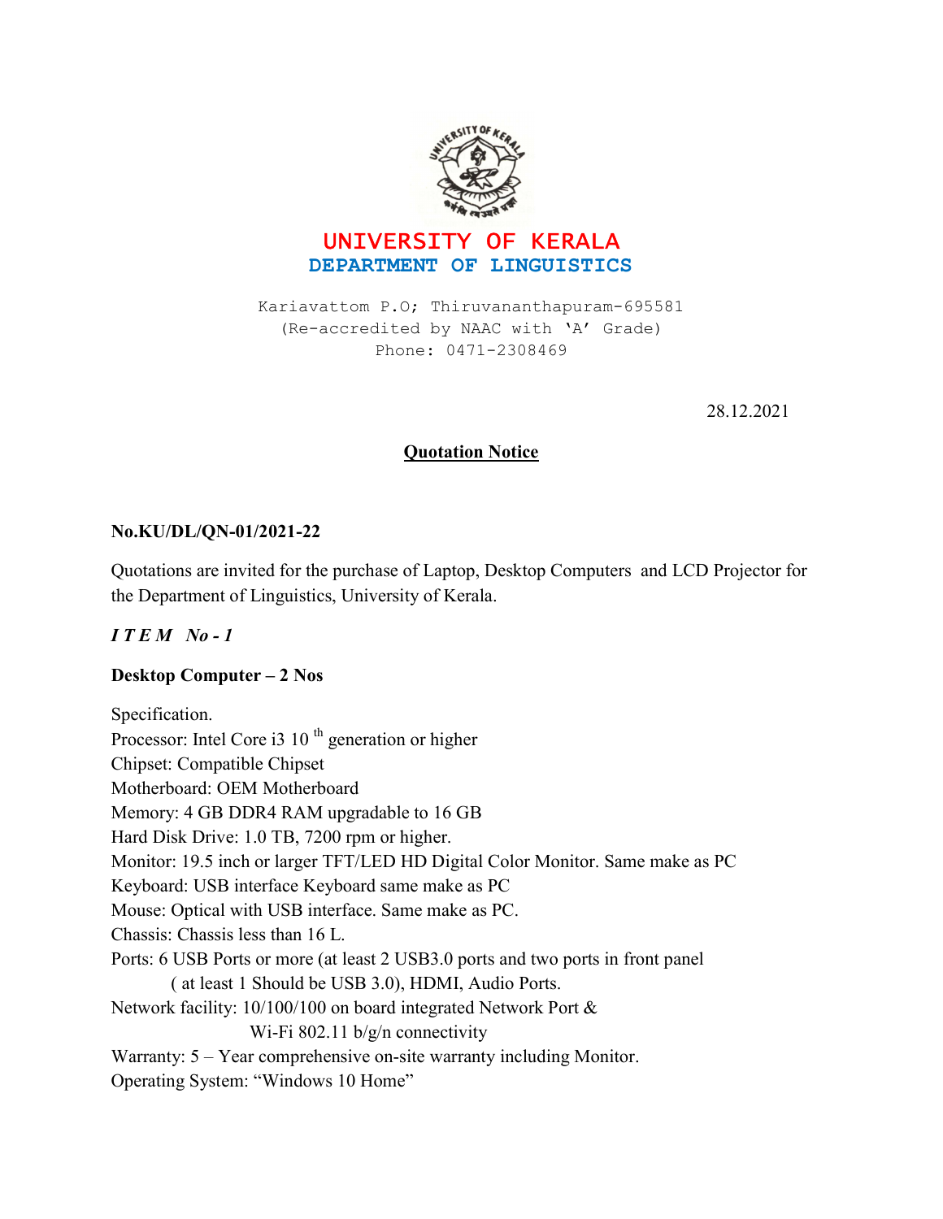# UNIVERSITY OF KERALA
## DEPARTMENT OF LINGUISTICS

Kariavattom P.O; Thiruvananthapuram-695581
(Re-accredited by NAAC with 'A' Grade)
Phone: 0471-2308469

28.12.2021

**Quotation Notice**

**No.KU/DL/QN-01/2021-22**

Quotations are invited for the purchase of Laptop, Desktop Computers and LCD Projector for the Department of Linguistics, University of Kerala.

***I T E M No - 1***

**Desktop Computer – 2 Nos**

Specification.
Processor: Intel Core i3 10$^{th}$ generation or higher
Chipset: Compatible Chipset
Motherboard: OEM Motherboard
Memory: 4 GB DDR4 RAM upgradable to 16 GB
Hard Disk Drive: 1.0 TB, 7200 rpm or higher.
Monitor: 19.5 inch or larger TFT/LED HD Digital Color Monitor. Same make as PC
Keyboard: USB interface Keyboard same make as PC
Mouse: Optical with USB interface. Same make as PC.
Chassis: Chassis less than 16 L.
Ports: 6 USB Ports or more (at least 2 USB3.0 ports and two ports in front panel ( at least 1 Should be USB 3.0), HDMI, Audio Ports.
Network facility: 10/100/100 on board integrated Network Port & Wi-Fi 802.11 b/g/n connectivity
Warranty: 5 – Year comprehensive on-site warranty including Monitor.
Operating System: "Windows 10 Home"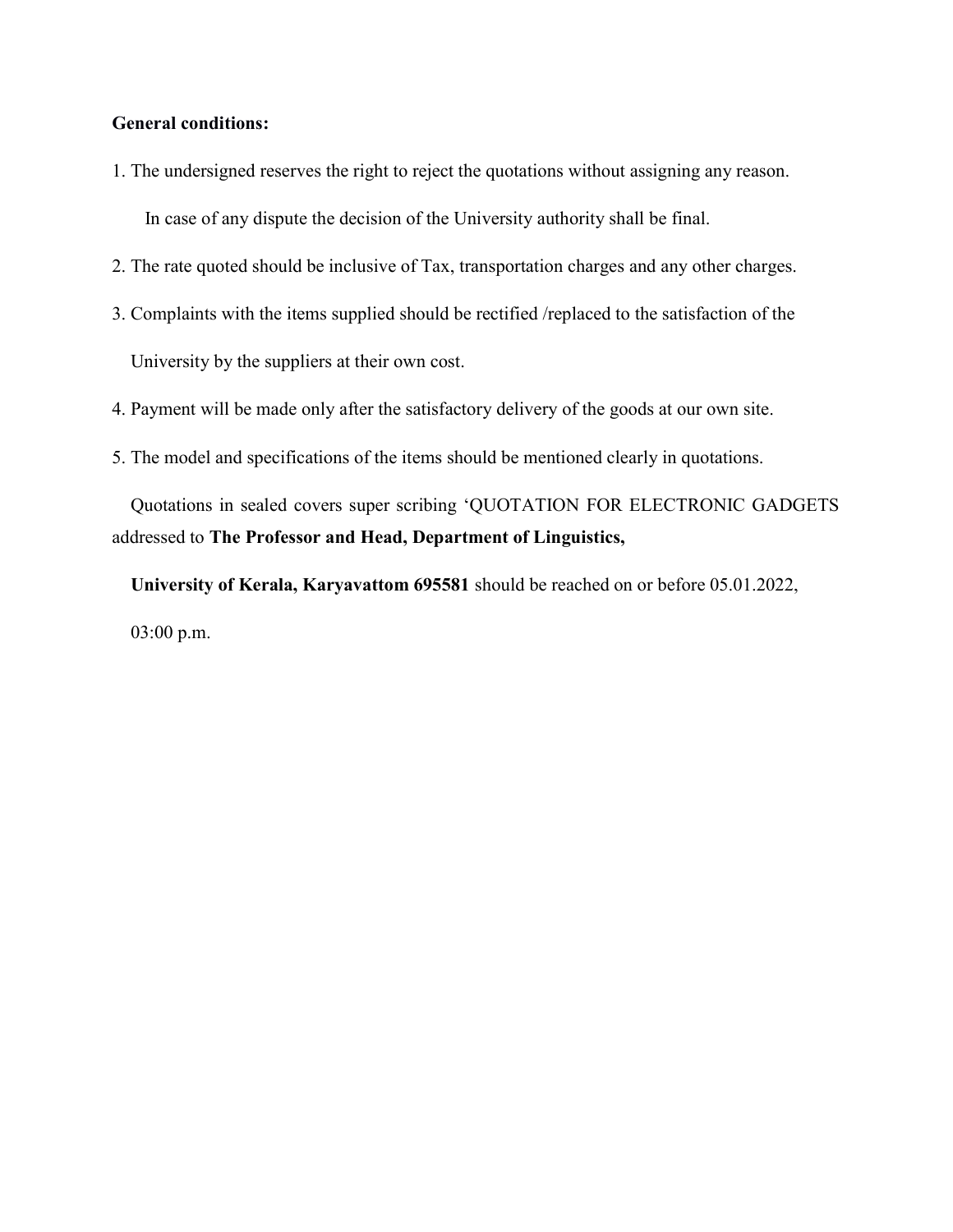**General conditions:**

1. The undersigned reserves the right to reject the quotations without assigning any reason. In case of any dispute the decision of the University authority shall be final.
2. The rate quoted should be inclusive of Tax, transportation charges and any other charges.
3. Complaints with the items supplied should be rectified /replaced to the satisfaction of the University by the suppliers at their own cost.
4. Payment will be made only after the satisfactory delivery of the goods at our own site.
5. The model and specifications of the items should be mentioned clearly in quotations.

Quotations in sealed covers super scribing 'QUOTATION FOR ELECTRONIC GADGETS addressed to **The Professor and Head, Department of Linguistics,**

**University of Kerala, Karyavattom 695581** should be reached on or before 05.01.2022, 03:00 p.m.